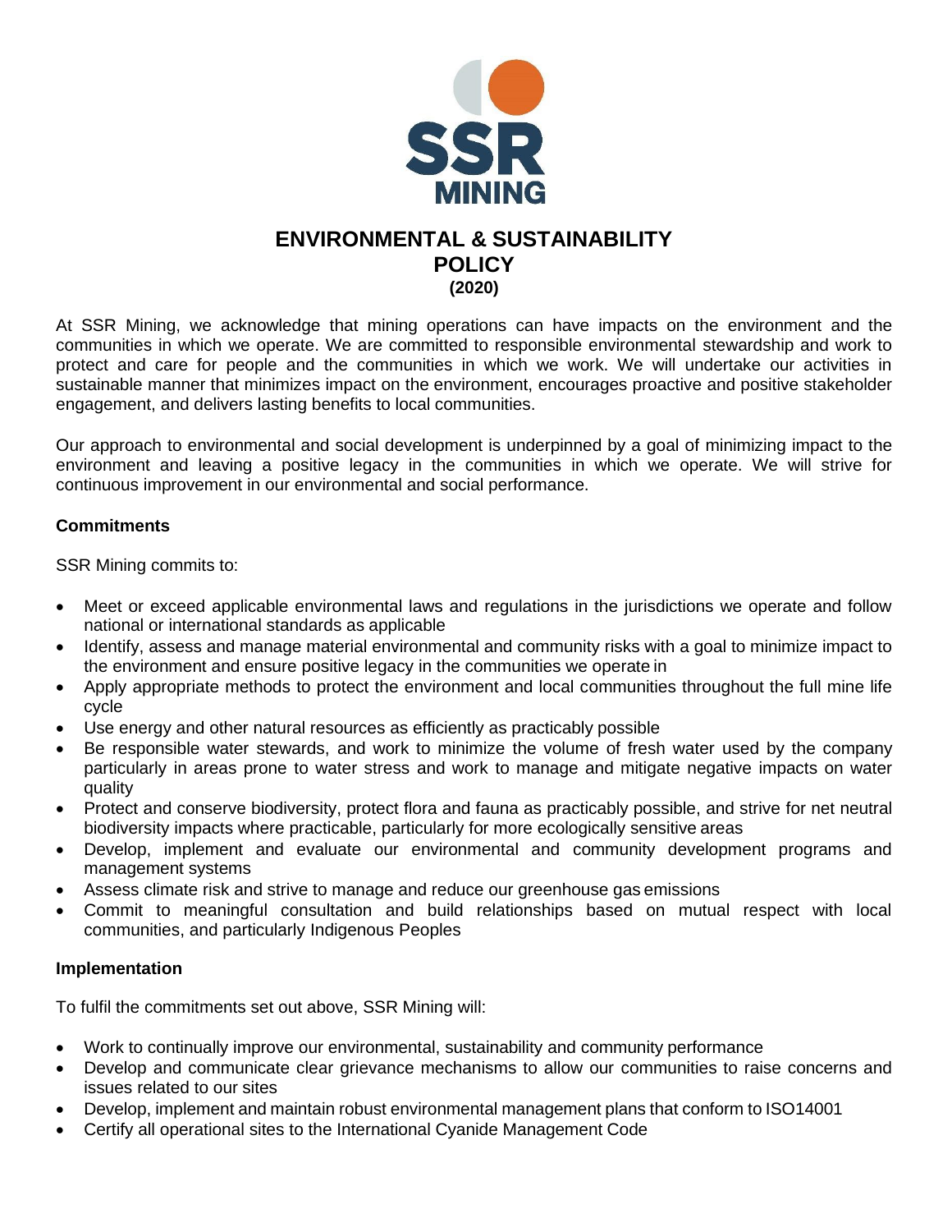SSR MINING

# ENVIRONMENTAL & SUSTAINABILITY POLICY

**(2020)**

At SSR Mining, we acknowledge that mining operations can have impacts on the environment and the communities in which we operate. We are committed to responsible environmental stewardship and work to protect and care for people and the communities in which we work. We will undertake our activities in sustainable manner that minimizes impact on the environment, encourages proactive and positive stakeholder engagement, and delivers lasting benefits to local communities.

Our approach to environmental and social development is underpinned by a goal of minimizing impact to the environment and leaving a positive legacy in the communities in which we operate. We will strive for continuous improvement in our environmental and social performance.

## Commitments

SSR Mining commits to:

- Meet or exceed applicable environmental laws and regulations in the jurisdictions we operate and follow national or international standards as applicable
- Identify, assess and manage material environmental and community risks with a goal to minimize impact to the environment and ensure positive legacy in the communities we operate in
- Apply appropriate methods to protect the environment and local communities throughout the full mine life cycle
- Use energy and other natural resources as efficiently as practicably possible
- Be responsible water stewards, and work to minimize the volume of fresh water used by the company particularly in areas prone to water stress and work to manage and mitigate negative impacts on water quality
- Protect and conserve biodiversity, protect flora and fauna as practicably possible, and strive for net neutral biodiversity impacts where practicable, particularly for more ecologically sensitive areas
- Develop, implement and evaluate our environmental and community development programs and management systems
- Assess climate risk and strive to manage and reduce our greenhouse gas emissions
- Commit to meaningful consultation and build relationships based on mutual respect with local communities, and particularly Indigenous Peoples

## Implementation

To fulfil the commitments set out above, SSR Mining will:

- Work to continually improve our environmental, sustainability and community performance
- Develop and communicate clear grievance mechanisms to allow our communities to raise concerns and issues related to our sites
- Develop, implement and maintain robust environmental management plans that conform to ISO14001
- Certify all operational sites to the International Cyanide Management Code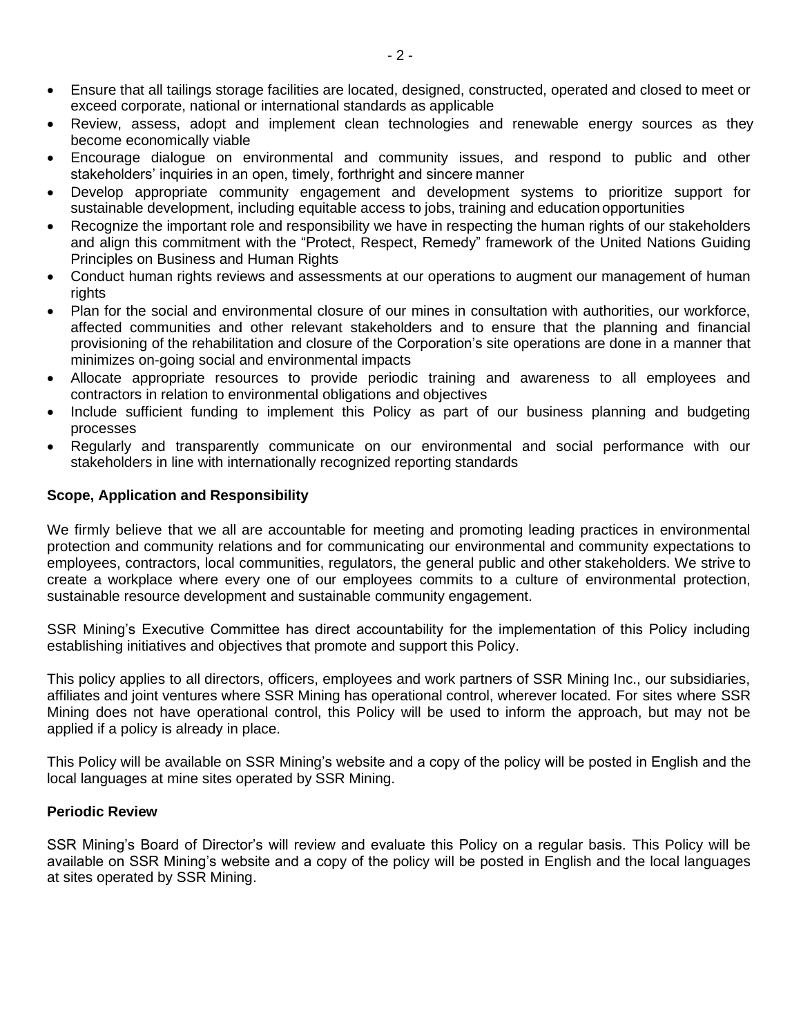- Ensure that all tailings storage facilities are located, designed, constructed, operated and closed to meet or exceed corporate, national or international standards as applicable
- Review, assess, adopt and implement clean technologies and renewable energy sources as they become economically viable
- Encourage dialogue on environmental and community issues, and respond to public and other stakeholders' inquiries in an open, timely, forthright and sincere manner
- Develop appropriate community engagement and development systems to prioritize support for sustainable development, including equitable access to jobs, training and education opportunities
- Recognize the important role and responsibility we have in respecting the human rights of our stakeholders and align this commitment with the "Protect, Respect, Remedy" framework of the United Nations Guiding Principles on Business and Human Rights
- Conduct human rights reviews and assessments at our operations to augment our management of human rights
- Plan for the social and environmental closure of our mines in consultation with authorities, our workforce, affected communities and other relevant stakeholders and to ensure that the planning and financial provisioning of the rehabilitation and closure of the Corporation's site operations are done in a manner that minimizes on-going social and environmental impacts
- Allocate appropriate resources to provide periodic training and awareness to all employees and contractors in relation to environmental obligations and objectives
- Include sufficient funding to implement this Policy as part of our business planning and budgeting processes
- Regularly and transparently communicate on our environmental and social performance with our stakeholders in line with internationally recognized reporting standards

**Scope, Application and Responsibility**

We firmly believe that we all are accountable for meeting and promoting leading practices in environmental protection and community relations and for communicating our environmental and community expectations to employees, contractors, local communities, regulators, the general public and other stakeholders. We strive to create a workplace where every one of our employees commits to a culture of environmental protection, sustainable resource development and sustainable community engagement.

SSR Mining's Executive Committee has direct accountability for the implementation of this Policy including establishing initiatives and objectives that promote and support this Policy.

This policy applies to all directors, officers, employees and work partners of SSR Mining Inc., our subsidiaries, affiliates and joint ventures where SSR Mining has operational control, wherever located. For sites where SSR Mining does not have operational control, this Policy will be used to inform the approach, but may not be applied if a policy is already in place.

This Policy will be available on SSR Mining's website and a copy of the policy will be posted in English and the local languages at mine sites operated by SSR Mining.

**Periodic Review**

SSR Mining's Board of Director's will review and evaluate this Policy on a regular basis. This Policy will be available on SSR Mining's website and a copy of the policy will be posted in English and the local languages at sites operated by SSR Mining.